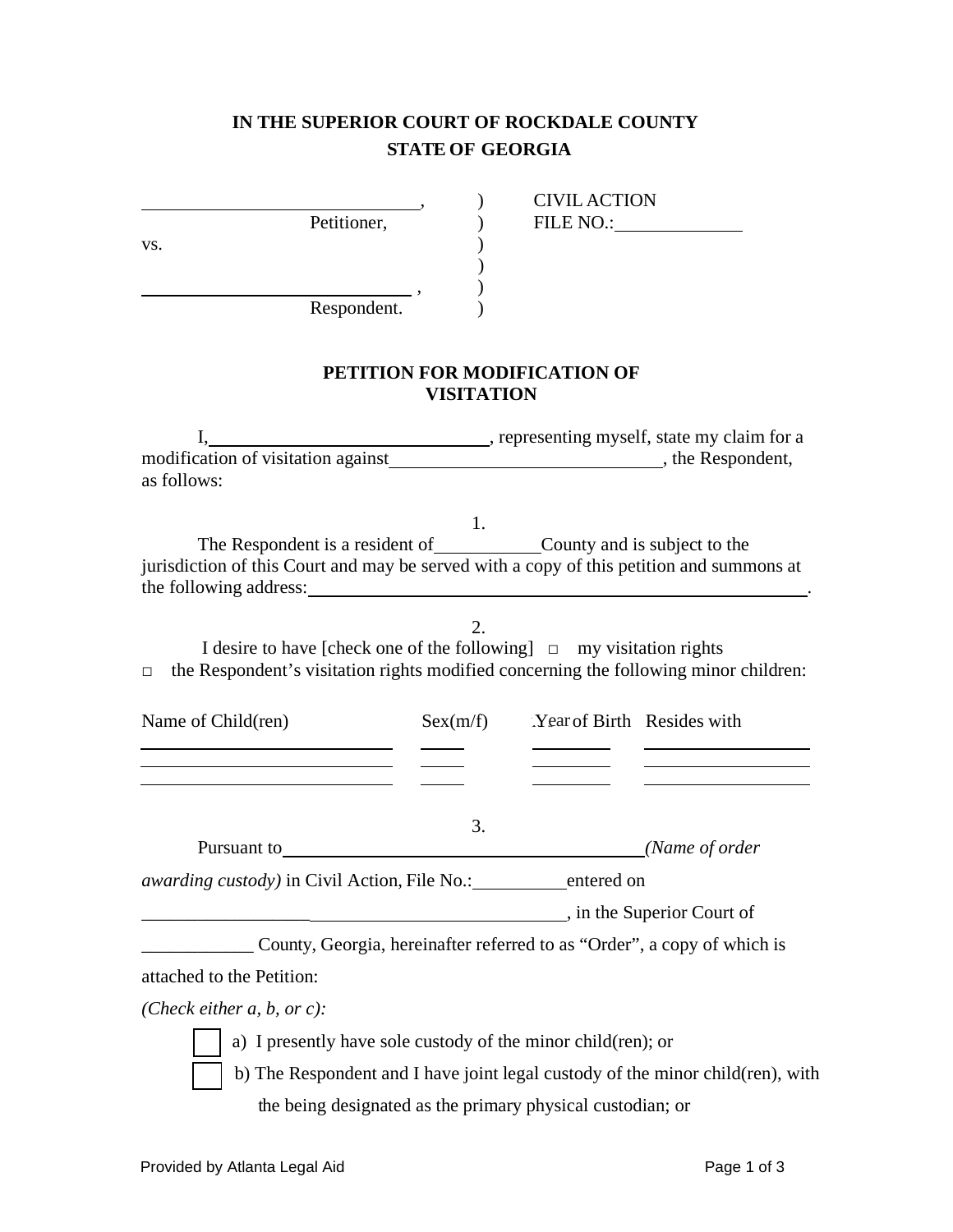**IN THE SUPERIOR COURT OF ROCKDALE COUNTY**
**STATE OF GEORGIA**

| | | |
|---|---|---|
| ______________________________, | ) | CIVIL ACTION |
| Petitioner, | ) | FILE NO.:_____________ |
| vs. | ) | |
| | ) | |
| ______________________________, | ) | |
| Respondent. | ) | |

**PETITION FOR MODIFICATION OF VISITATION**

I,______________________________, representing myself, state my claim for a modification of visitation against____________________________, the Respondent, as follows:

1.

The Respondent is a resident of___________County and is subject to the jurisdiction of this Court and may be served with a copy of this petition and summons at the following address:_________________________________________________________.

2.

I desire to have [check one of the following] □ my visitation rights □ the Respondent's visitation rights modified concerning the following minor children:

| Name of Child(ren) | Sex(m/f) | Year of Birth | Resides with |
|---|---|---|---|
| | | | |
| | | | |
| | | | |

3.

Pursuant to________________________________________*(Name of order awarding custody)* in Civil Action, File No.:__________entered on ______________________________________________, in the Superior Court of ____________ County, Georgia, hereinafter referred to as "Order", a copy of which is attached to the Petition:

*(Check either a, b, or c):*

☐ a) I presently have sole custody of the minor child(ren); or

☐ b) The Respondent and I have joint legal custody of the minor child(ren), with the being designated as the primary physical custodian; or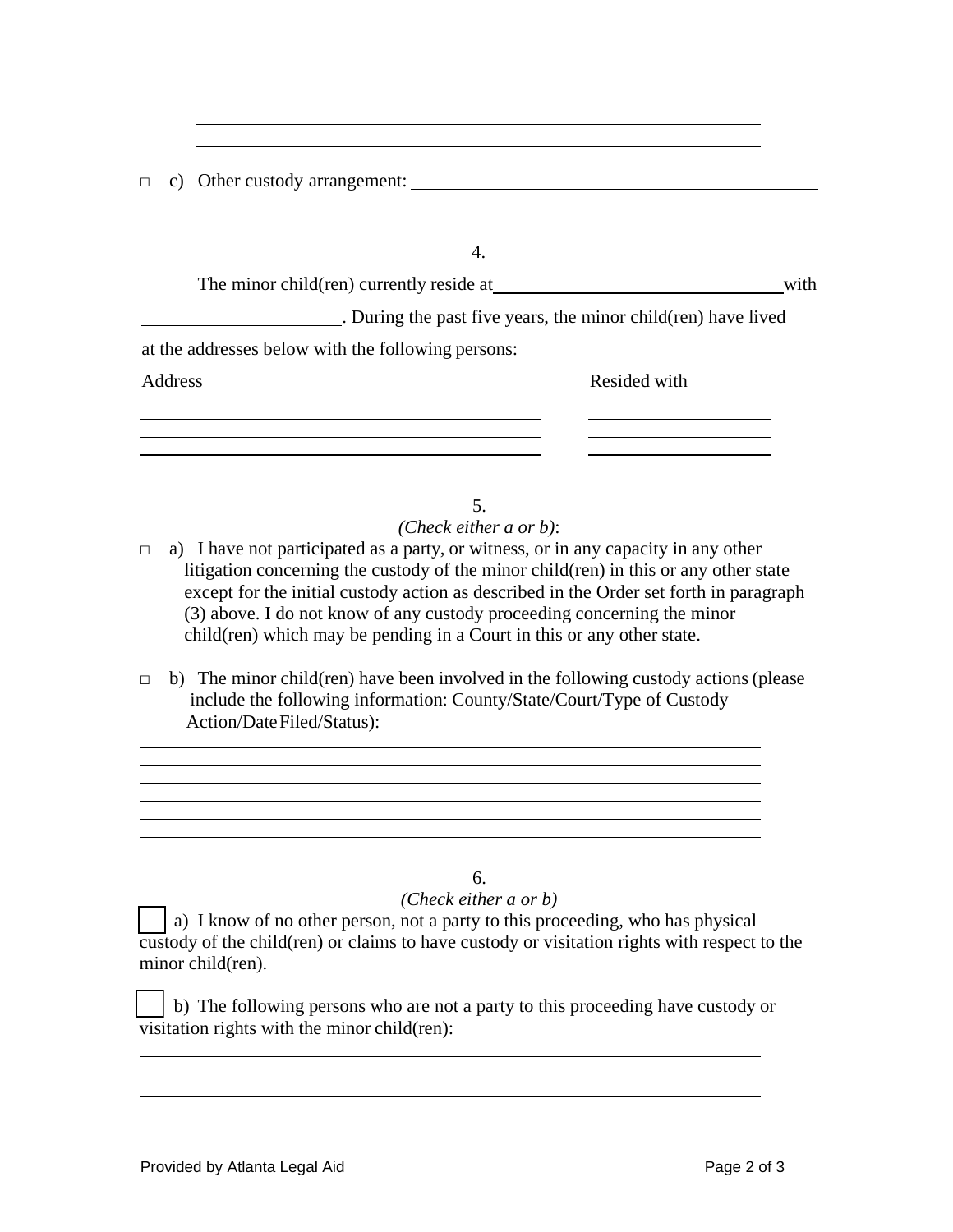______________________________________________________________

______________________________________________________________

____________________

□ c) Other custody arrangement: ____________________________________________

4.

The minor child(ren) currently reside at ______________________________ with ____________________. During the past five years, the minor child(ren) have lived at the addresses below with the following persons:

| Address | Resided with |
| --- | --- |
| ____________________________________ | ____________________ |
| ____________________________________ | ____________________ |
| ____________________________________ | ____________________ |

5.

*(Check either a or b)*:

□ a) I have not participated as a party, or witness, or in any capacity in any other litigation concerning the custody of the minor child(ren) in this or any other state except for the initial custody action as described in the Order set forth in paragraph (3) above. I do not know of any custody proceeding concerning the minor child(ren) which may be pending in a Court in this or any other state.

□ b) The minor child(ren) have been involved in the following custody actions (please include the following information: County/State/Court/Type of Custody Action/Date Filed/Status):

______________________________________________________________

______________________________________________________________

______________________________________________________________

______________________________________________________________

______________________________________________________________

______________________________________________________________

6.

*(Check either a or b)*

☐ a) I know of no other person, not a party to this proceeding, who has physical custody of the child(ren) or claims to have custody or visitation rights with respect to the minor child(ren).

☐ b) The following persons who are not a party to this proceeding have custody or visitation rights with the minor child(ren):

______________________________________________________________

______________________________________________________________

______________________________________________________________

______________________________________________________________

Provided by Atlanta Legal Aid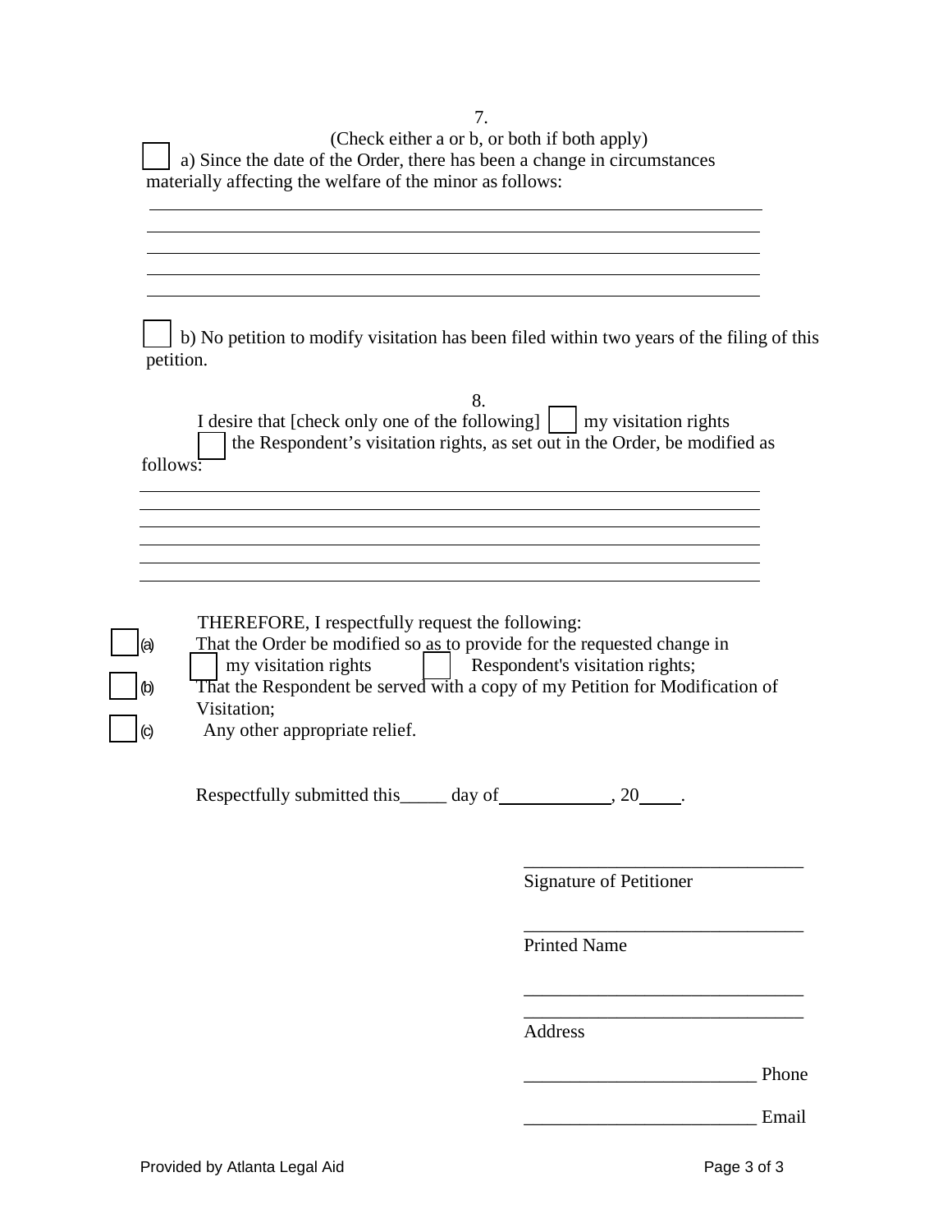7.

(Check either a or b, or both if both apply)

☐ a) Since the date of the Order, there has been a change in circumstances materially affecting the welfare of the minor as follows:

\_\_\_\_\_\_\_\_\_\_\_\_\_\_\_\_\_\_\_\_\_\_\_\_\_\_\_\_\_\_\_\_\_\_\_\_\_\_\_\_\_\_\_\_\_\_\_\_\_\_\_\_\_\_\_\_\_\_\_\_\_\_\_\_\_\_

\_\_\_\_\_\_\_\_\_\_\_\_\_\_\_\_\_\_\_\_\_\_\_\_\_\_\_\_\_\_\_\_\_\_\_\_\_\_\_\_\_\_\_\_\_\_\_\_\_\_\_\_\_\_\_\_\_\_\_\_\_\_\_\_\_\_

\_\_\_\_\_\_\_\_\_\_\_\_\_\_\_\_\_\_\_\_\_\_\_\_\_\_\_\_\_\_\_\_\_\_\_\_\_\_\_\_\_\_\_\_\_\_\_\_\_\_\_\_\_\_\_\_\_\_\_\_\_\_\_\_\_\_

\_\_\_\_\_\_\_\_\_\_\_\_\_\_\_\_\_\_\_\_\_\_\_\_\_\_\_\_\_\_\_\_\_\_\_\_\_\_\_\_\_\_\_\_\_\_\_\_\_\_\_\_\_\_\_\_\_\_\_\_\_\_\_\_\_\_

\_\_\_\_\_\_\_\_\_\_\_\_\_\_\_\_\_\_\_\_\_\_\_\_\_\_\_\_\_\_\_\_\_\_\_\_\_\_\_\_\_\_\_\_\_\_\_\_\_\_\_\_\_\_\_\_\_\_\_\_\_\_\_\_\_\_

☐ b) No petition to modify visitation has been filed within two years of the filing of this petition.

8.

I desire that [check only one of the following] ☐ my visitation rights ☐ the Respondent's visitation rights, as set out in the Order, be modified as follows:

\_\_\_\_\_\_\_\_\_\_\_\_\_\_\_\_\_\_\_\_\_\_\_\_\_\_\_\_\_\_\_\_\_\_\_\_\_\_\_\_\_\_\_\_\_\_\_\_\_\_\_\_\_\_\_\_\_\_\_\_\_\_\_\_\_\_

\_\_\_\_\_\_\_\_\_\_\_\_\_\_\_\_\_\_\_\_\_\_\_\_\_\_\_\_\_\_\_\_\_\_\_\_\_\_\_\_\_\_\_\_\_\_\_\_\_\_\_\_\_\_\_\_\_\_\_\_\_\_\_\_\_\_

\_\_\_\_\_\_\_\_\_\_\_\_\_\_\_\_\_\_\_\_\_\_\_\_\_\_\_\_\_\_\_\_\_\_\_\_\_\_\_\_\_\_\_\_\_\_\_\_\_\_\_\_\_\_\_\_\_\_\_\_\_\_\_\_\_\_

\_\_\_\_\_\_\_\_\_\_\_\_\_\_\_\_\_\_\_\_\_\_\_\_\_\_\_\_\_\_\_\_\_\_\_\_\_\_\_\_\_\_\_\_\_\_\_\_\_\_\_\_\_\_\_\_\_\_\_\_\_\_\_\_\_\_

\_\_\_\_\_\_\_\_\_\_\_\_\_\_\_\_\_\_\_\_\_\_\_\_\_\_\_\_\_\_\_\_\_\_\_\_\_\_\_\_\_\_\_\_\_\_\_\_\_\_\_\_\_\_\_\_\_\_\_\_\_\_\_\_\_\_

\_\_\_\_\_\_\_\_\_\_\_\_\_\_\_\_\_\_\_\_\_\_\_\_\_\_\_\_\_\_\_\_\_\_\_\_\_\_\_\_\_\_\_\_\_\_\_\_\_\_\_\_\_\_\_\_\_\_\_\_\_\_\_\_\_\_

THEREFORE, I respectfully request the following:

☐ (a) That the Order be modified so as to provide for the requested change in ☐ my visitation rights ☐ Respondent's visitation rights;

☐ (b) That the Respondent be served with a copy of my Petition for Modification of Visitation;

☐ (c) Any other appropriate relief.

Respectfully submitted this\_\_\_\_\_ day of\_\_\_\_\_\_\_\_\_\_\_\_, 20\_\_\_\_.

\_\_\_\_\_\_\_\_\_\_\_\_\_\_\_\_\_\_\_\_\_\_\_\_\_\_\_\_\_\_
Signature of Petitioner

\_\_\_\_\_\_\_\_\_\_\_\_\_\_\_\_\_\_\_\_\_\_\_\_\_\_\_\_\_\_
Printed Name

\_\_\_\_\_\_\_\_\_\_\_\_\_\_\_\_\_\_\_\_\_\_\_\_\_\_\_\_\_\_
\_\_\_\_\_\_\_\_\_\_\_\_\_\_\_\_\_\_\_\_\_\_\_\_\_\_\_\_\_\_
Address

\_\_\_\_\_\_\_\_\_\_\_\_\_\_\_\_\_\_\_\_\_\_\_\_\_ Phone

\_\_\_\_\_\_\_\_\_\_\_\_\_\_\_\_\_\_\_\_\_\_\_\_\_ Email

Provided by Atlanta Legal Aid